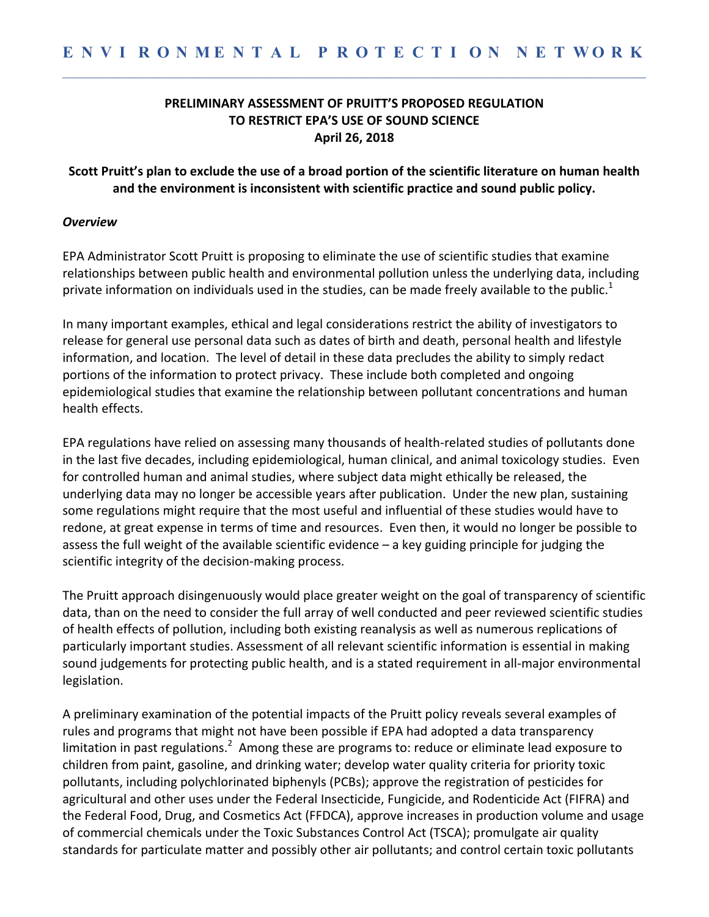# ENVIRONMENTAL PROTECTION NETWORK

---

**PRELIMINARY ASSESSMENT OF PRUITT'S PROPOSED REGULATION TO RESTRICT EPA'S USE OF SOUND SCIENCE**
**April 26, 2018**

**Scott Pruitt's plan to exclude the use of a broad portion of the scientific literature on human health and the environment is inconsistent with scientific practice and sound public policy.**

***Overview***

EPA Administrator Scott Pruitt is proposing to eliminate the use of scientific studies that examine relationships between public health and environmental pollution unless the underlying data, including private information on individuals used in the studies, can be made freely available to the public.[1]

In many important examples, ethical and legal considerations restrict the ability of investigators to release for general use personal data such as dates of birth and death, personal health and lifestyle information, and location. The level of detail in these data precludes the ability to simply redact portions of the information to protect privacy. These include both completed and ongoing epidemiological studies that examine the relationship between pollutant concentrations and human health effects.

EPA regulations have relied on assessing many thousands of health-related studies of pollutants done in the last five decades, including epidemiological, human clinical, and animal toxicology studies. Even for controlled human and animal studies, where subject data might ethically be released, the underlying data may no longer be accessible years after publication. Under the new plan, sustaining some regulations might require that the most useful and influential of these studies would have to redone, at great expense in terms of time and resources. Even then, it would no longer be possible to assess the full weight of the available scientific evidence – a key guiding principle for judging the scientific integrity of the decision-making process.

The Pruitt approach disingenuously would place greater weight on the goal of transparency of scientific data, than on the need to consider the full array of well conducted and peer reviewed scientific studies of health effects of pollution, including both existing reanalysis as well as numerous replications of particularly important studies. Assessment of all relevant scientific information is essential in making sound judgements for protecting public health, and is a stated requirement in all-major environmental legislation.

A preliminary examination of the potential impacts of the Pruitt policy reveals several examples of rules and programs that might not have been possible if EPA had adopted a data transparency limitation in past regulations.[2] Among these are programs to: reduce or eliminate lead exposure to children from paint, gasoline, and drinking water; develop water quality criteria for priority toxic pollutants, including polychlorinated biphenyls (PCBs); approve the registration of pesticides for agricultural and other uses under the Federal Insecticide, Fungicide, and Rodenticide Act (FIFRA) and the Federal Food, Drug, and Cosmetics Act (FFDCA), approve increases in production volume and usage of commercial chemicals under the Toxic Substances Control Act (TSCA); promulgate air quality standards for particulate matter and possibly other air pollutants; and control certain toxic pollutants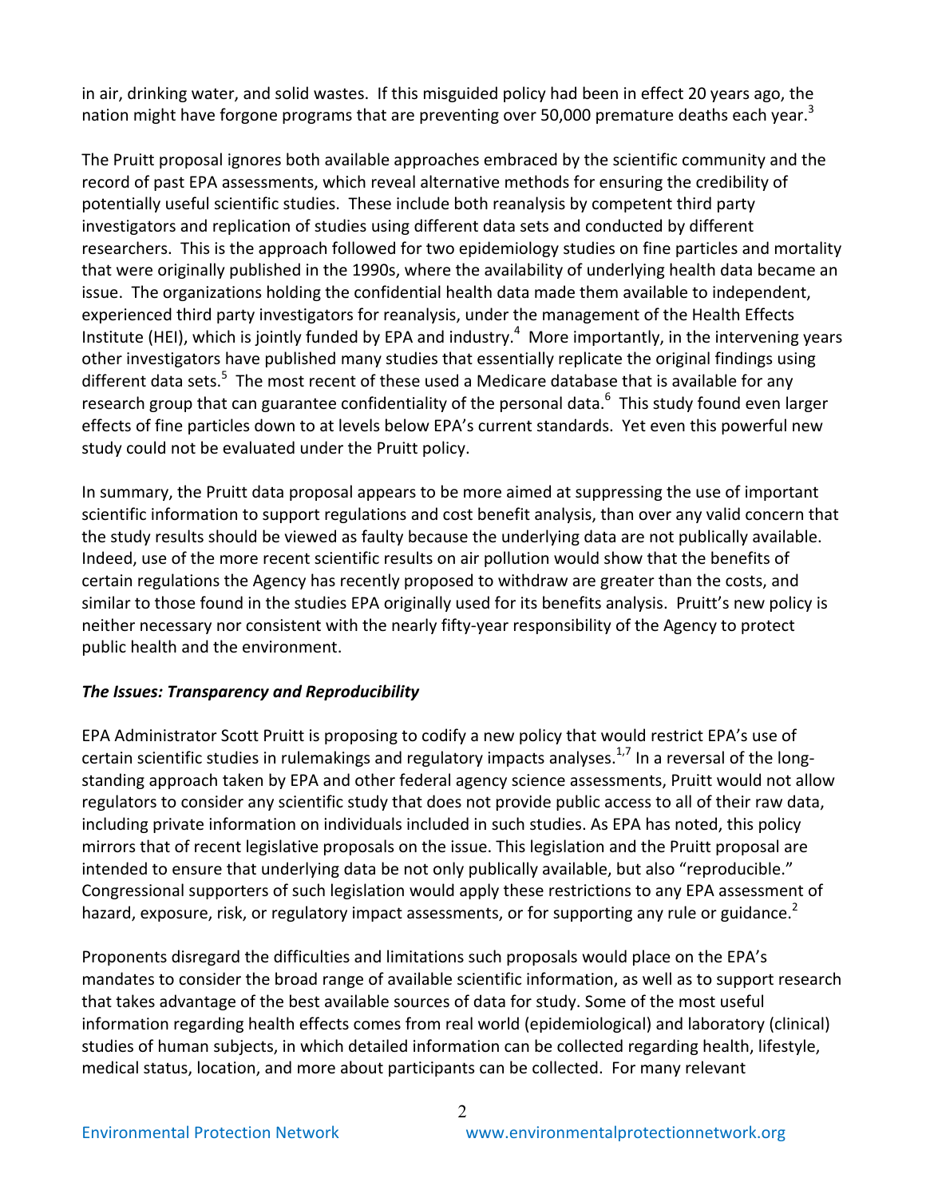in air, drinking water, and solid wastes. If this misguided policy had been in effect 20 years ago, the nation might have forgone programs that are preventing over 50,000 premature deaths each year.[3]

The Pruitt proposal ignores both available approaches embraced by the scientific community and the record of past EPA assessments, which reveal alternative methods for ensuring the credibility of potentially useful scientific studies. These include both reanalysis by competent third party investigators and replication of studies using different data sets and conducted by different researchers. This is the approach followed for two epidemiology studies on fine particles and mortality that were originally published in the 1990s, where the availability of underlying health data became an issue. The organizations holding the confidential health data made them available to independent, experienced third party investigators for reanalysis, under the management of the Health Effects Institute (HEI), which is jointly funded by EPA and industry.[4] More importantly, in the intervening years other investigators have published many studies that essentially replicate the original findings using different data sets.[5] The most recent of these used a Medicare database that is available for any research group that can guarantee confidentiality of the personal data.[6] This study found even larger effects of fine particles down to at levels below EPA's current standards. Yet even this powerful new study could not be evaluated under the Pruitt policy.

In summary, the Pruitt data proposal appears to be more aimed at suppressing the use of important scientific information to support regulations and cost benefit analysis, than over any valid concern that the study results should be viewed as faulty because the underlying data are not publically available. Indeed, use of the more recent scientific results on air pollution would show that the benefits of certain regulations the Agency has recently proposed to withdraw are greater than the costs, and similar to those found in the studies EPA originally used for its benefits analysis. Pruitt's new policy is neither necessary nor consistent with the nearly fifty-year responsibility of the Agency to protect public health and the environment.

### *The Issues: Transparency and Reproducibility*

EPA Administrator Scott Pruitt is proposing to codify a new policy that would restrict EPA's use of certain scientific studies in rulemakings and regulatory impacts analyses.[1,7] In a reversal of the long-standing approach taken by EPA and other federal agency science assessments, Pruitt would not allow regulators to consider any scientific study that does not provide public access to all of their raw data, including private information on individuals included in such studies. As EPA has noted, this policy mirrors that of recent legislative proposals on the issue. This legislation and the Pruitt proposal are intended to ensure that underlying data be not only publically available, but also "reproducible." Congressional supporters of such legislation would apply these restrictions to any EPA assessment of hazard, exposure, risk, or regulatory impact assessments, or for supporting any rule or guidance.[2]

Proponents disregard the difficulties and limitations such proposals would place on the EPA's mandates to consider the broad range of available scientific information, as well as to support research that takes advantage of the best available sources of data for study. Some of the most useful information regarding health effects comes from real world (epidemiological) and laboratory (clinical) studies of human subjects, in which detailed information can be collected regarding health, lifestyle, medical status, location, and more about participants can be collected. For many relevant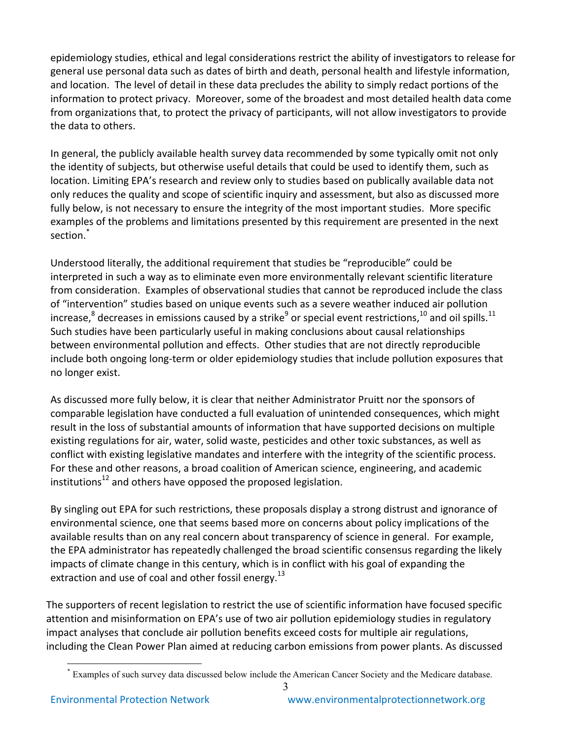epidemiology studies, ethical and legal considerations restrict the ability of investigators to release for general use personal data such as dates of birth and death, personal health and lifestyle information, and location. The level of detail in these data precludes the ability to simply redact portions of the information to protect privacy. Moreover, some of the broadest and most detailed health data come from organizations that, to protect the privacy of participants, will not allow investigators to provide the data to others.

In general, the publicly available health survey data recommended by some typically omit not only the identity of subjects, but otherwise useful details that could be used to identify them, such as location. Limiting EPA's research and review only to studies based on publically available data not only reduces the quality and scope of scientific inquiry and assessment, but also as discussed more fully below, is not necessary to ensure the integrity of the most important studies. More specific examples of the problems and limitations presented by this requirement are presented in the next section.[*]

Understood literally, the additional requirement that studies be "reproducible" could be interpreted in such a way as to eliminate even more environmentally relevant scientific literature from consideration. Examples of observational studies that cannot be reproduced include the class of "intervention" studies based on unique events such as a severe weather induced air pollution increase,[8] decreases in emissions caused by a strike[9] or special event restrictions,[10] and oil spills.[11] Such studies have been particularly useful in making conclusions about causal relationships between environmental pollution and effects. Other studies that are not directly reproducible include both ongoing long-term or older epidemiology studies that include pollution exposures that no longer exist.

As discussed more fully below, it is clear that neither Administrator Pruitt nor the sponsors of comparable legislation have conducted a full evaluation of unintended consequences, which might result in the loss of substantial amounts of information that have supported decisions on multiple existing regulations for air, water, solid waste, pesticides and other toxic substances, as well as conflict with existing legislative mandates and interfere with the integrity of the scientific process. For these and other reasons, a broad coalition of American science, engineering, and academic institutions[12] and others have opposed the proposed legislation.

By singling out EPA for such restrictions, these proposals display a strong distrust and ignorance of environmental science, one that seems based more on concerns about policy implications of the available results than on any real concern about transparency of science in general. For example, the EPA administrator has repeatedly challenged the broad scientific consensus regarding the likely impacts of climate change in this century, which is in conflict with his goal of expanding the extraction and use of coal and other fossil energy.[13]

The supporters of recent legislation to restrict the use of scientific information have focused specific attention and misinformation on EPA's use of two air pollution epidemiology studies in regulatory impact analyses that conclude air pollution benefits exceed costs for multiple air regulations, including the Clean Power Plan aimed at reducing carbon emissions from power plants. As discussed

---

[*] Examples of such survey data discussed below include the American Cancer Society and the Medicare database.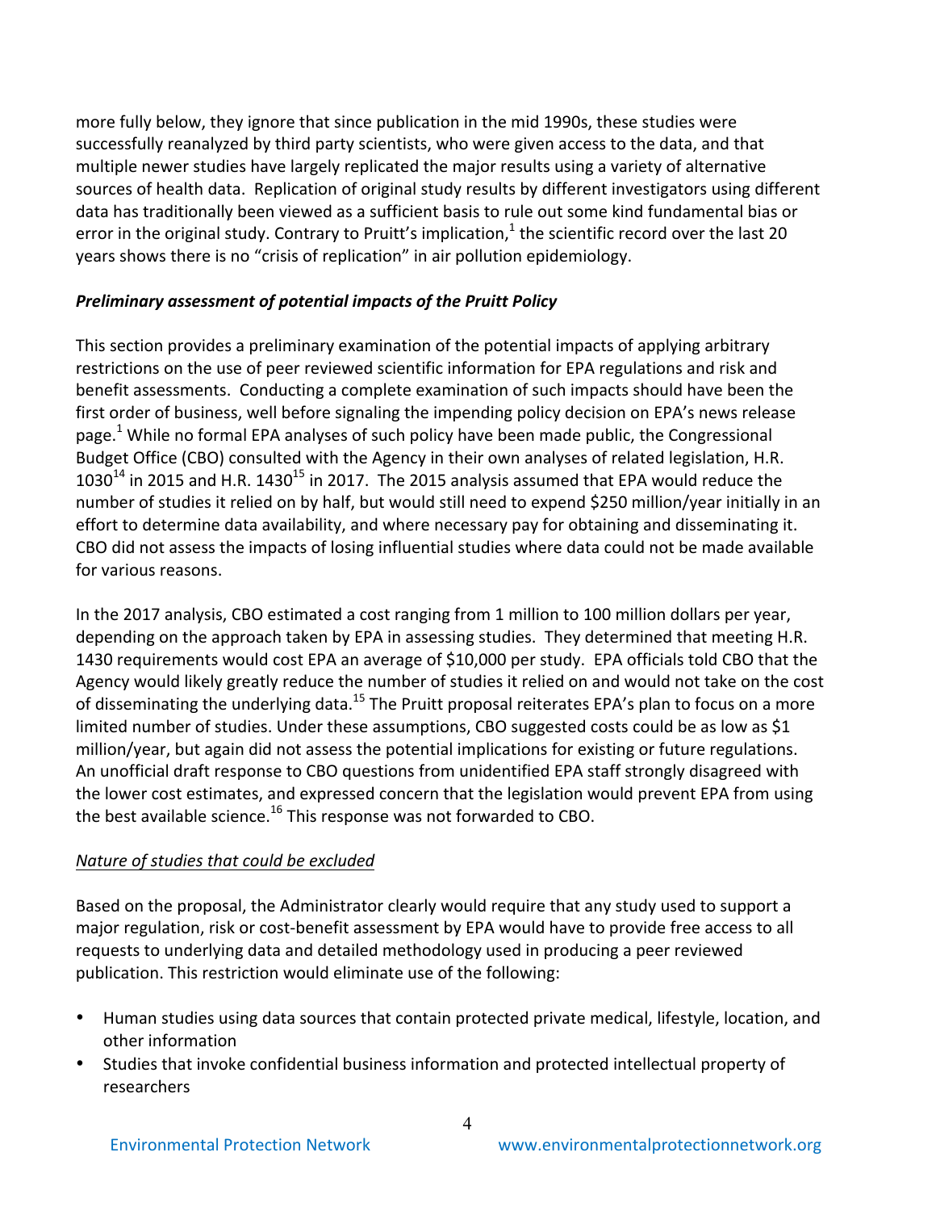more fully below, they ignore that since publication in the mid 1990s, these studies were successfully reanalyzed by third party scientists, who were given access to the data, and that multiple newer studies have largely replicated the major results using a variety of alternative sources of health data. Replication of original study results by different investigators using different data has traditionally been viewed as a sufficient basis to rule out some kind fundamental bias or error in the original study. Contrary to Pruitt's implication,[1] the scientific record over the last 20 years shows there is no "crisis of replication" in air pollution epidemiology.

### *Preliminary assessment of potential impacts of the Pruitt Policy*

This section provides a preliminary examination of the potential impacts of applying arbitrary restrictions on the use of peer reviewed scientific information for EPA regulations and risk and benefit assessments. Conducting a complete examination of such impacts should have been the first order of business, well before signaling the impending policy decision on EPA's news release page.[1] While no formal EPA analyses of such policy have been made public, the Congressional Budget Office (CBO) consulted with the Agency in their own analyses of related legislation, H.R. 1030[14] in 2015 and H.R. 1430[15] in 2017. The 2015 analysis assumed that EPA would reduce the number of studies it relied on by half, but would still need to expend $250 million/year initially in an effort to determine data availability, and where necessary pay for obtaining and disseminating it. CBO did not assess the impacts of losing influential studies where data could not be made available for various reasons.

In the 2017 analysis, CBO estimated a cost ranging from 1 million to 100 million dollars per year, depending on the approach taken by EPA in assessing studies. They determined that meeting H.R. 1430 requirements would cost EPA an average of $10,000 per study. EPA officials told CBO that the Agency would likely greatly reduce the number of studies it relied on and would not take on the cost of disseminating the underlying data.[15] The Pruitt proposal reiterates EPA's plan to focus on a more limited number of studies. Under these assumptions, CBO suggested costs could be as low as $1 million/year, but again did not assess the potential implications for existing or future regulations. An unofficial draft response to CBO questions from unidentified EPA staff strongly disagreed with the lower cost estimates, and expressed concern that the legislation would prevent EPA from using the best available science.[16] This response was not forwarded to CBO.

#### Nature of studies that could be excluded

Based on the proposal, the Administrator clearly would require that any study used to support a major regulation, risk or cost-benefit assessment by EPA would have to provide free access to all requests to underlying data and detailed methodology used in producing a peer reviewed publication. This restriction would eliminate use of the following:

- Human studies using data sources that contain protected private medical, lifestyle, location, and other information
- Studies that invoke confidential business information and protected intellectual property of researchers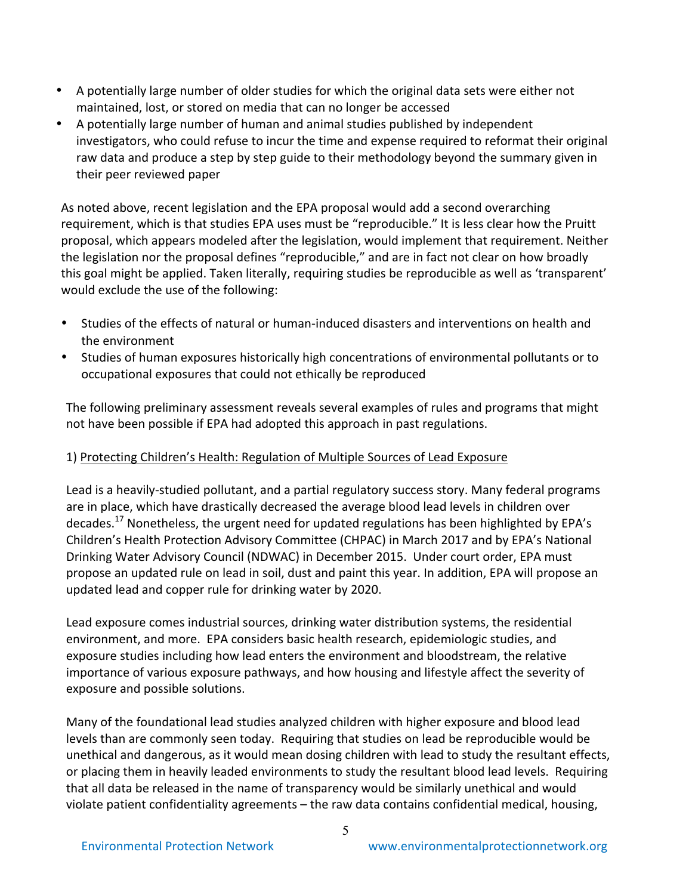- A potentially large number of older studies for which the original data sets were either not maintained, lost, or stored on media that can no longer be accessed
- A potentially large number of human and animal studies published by independent investigators, who could refuse to incur the time and expense required to reformat their original raw data and produce a step by step guide to their methodology beyond the summary given in their peer reviewed paper

As noted above, recent legislation and the EPA proposal would add a second overarching requirement, which is that studies EPA uses must be "reproducible." It is less clear how the Pruitt proposal, which appears modeled after the legislation, would implement that requirement. Neither the legislation nor the proposal defines "reproducible," and are in fact not clear on how broadly this goal might be applied. Taken literally, requiring studies be reproducible as well as 'transparent' would exclude the use of the following:

- Studies of the effects of natural or human-induced disasters and interventions on health and the environment
- Studies of human exposures historically high concentrations of environmental pollutants or to occupational exposures that could not ethically be reproduced

The following preliminary assessment reveals several examples of rules and programs that might not have been possible if EPA had adopted this approach in past regulations.

1) <u>Protecting Children's Health: Regulation of Multiple Sources of Lead Exposure</u>

Lead is a heavily-studied pollutant, and a partial regulatory success story. Many federal programs are in place, which have drastically decreased the average blood lead levels in children over decades.[17] Nonetheless, the urgent need for updated regulations has been highlighted by EPA's Children's Health Protection Advisory Committee (CHPAC) in March 2017 and by EPA's National Drinking Water Advisory Council (NDWAC) in December 2015. Under court order, EPA must propose an updated rule on lead in soil, dust and paint this year. In addition, EPA will propose an updated lead and copper rule for drinking water by 2020.

Lead exposure comes industrial sources, drinking water distribution systems, the residential environment, and more. EPA considers basic health research, epidemiologic studies, and exposure studies including how lead enters the environment and bloodstream, the relative importance of various exposure pathways, and how housing and lifestyle affect the severity of exposure and possible solutions.

Many of the foundational lead studies analyzed children with higher exposure and blood lead levels than are commonly seen today. Requiring that studies on lead be reproducible would be unethical and dangerous, as it would mean dosing children with lead to study the resultant effects, or placing them in heavily leaded environments to study the resultant blood lead levels. Requiring that all data be released in the name of transparency would be similarly unethical and would violate patient confidentiality agreements – the raw data contains confidential medical, housing,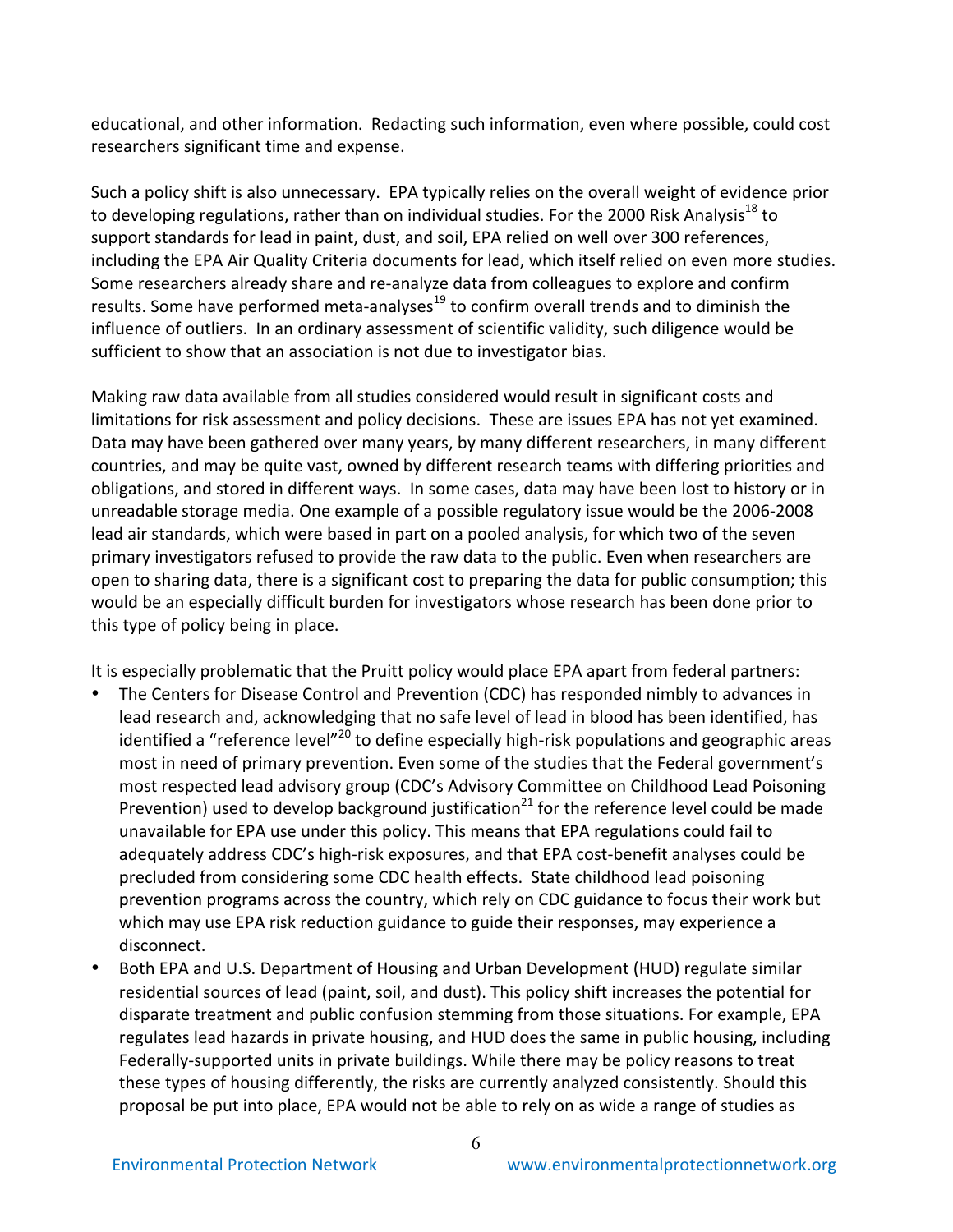educational, and other information. Redacting such information, even where possible, could cost researchers significant time and expense.

Such a policy shift is also unnecessary. EPA typically relies on the overall weight of evidence prior to developing regulations, rather than on individual studies. For the 2000 Risk Analysis[18] to support standards for lead in paint, dust, and soil, EPA relied on well over 300 references, including the EPA Air Quality Criteria documents for lead, which itself relied on even more studies. Some researchers already share and re-analyze data from colleagues to explore and confirm results. Some have performed meta-analyses[19] to confirm overall trends and to diminish the influence of outliers. In an ordinary assessment of scientific validity, such diligence would be sufficient to show that an association is not due to investigator bias.

Making raw data available from all studies considered would result in significant costs and limitations for risk assessment and policy decisions. These are issues EPA has not yet examined. Data may have been gathered over many years, by many different researchers, in many different countries, and may be quite vast, owned by different research teams with differing priorities and obligations, and stored in different ways. In some cases, data may have been lost to history or in unreadable storage media. One example of a possible regulatory issue would be the 2006-2008 lead air standards, which were based in part on a pooled analysis, for which two of the seven primary investigators refused to provide the raw data to the public. Even when researchers are open to sharing data, there is a significant cost to preparing the data for public consumption; this would be an especially difficult burden for investigators whose research has been done prior to this type of policy being in place.

It is especially problematic that the Pruitt policy would place EPA apart from federal partners:

- The Centers for Disease Control and Prevention (CDC) has responded nimbly to advances in lead research and, acknowledging that no safe level of lead in blood has been identified, has identified a "reference level"[20] to define especially high-risk populations and geographic areas most in need of primary prevention. Even some of the studies that the Federal government's most respected lead advisory group (CDC's Advisory Committee on Childhood Lead Poisoning Prevention) used to develop background justification[21] for the reference level could be made unavailable for EPA use under this policy. This means that EPA regulations could fail to adequately address CDC's high-risk exposures, and that EPA cost-benefit analyses could be precluded from considering some CDC health effects. State childhood lead poisoning prevention programs across the country, which rely on CDC guidance to focus their work but which may use EPA risk reduction guidance to guide their responses, may experience a disconnect.
- Both EPA and U.S. Department of Housing and Urban Development (HUD) regulate similar residential sources of lead (paint, soil, and dust). This policy shift increases the potential for disparate treatment and public confusion stemming from those situations. For example, EPA regulates lead hazards in private housing, and HUD does the same in public housing, including Federally-supported units in private buildings. While there may be policy reasons to treat these types of housing differently, the risks are currently analyzed consistently. Should this proposal be put into place, EPA would not be able to rely on as wide a range of studies as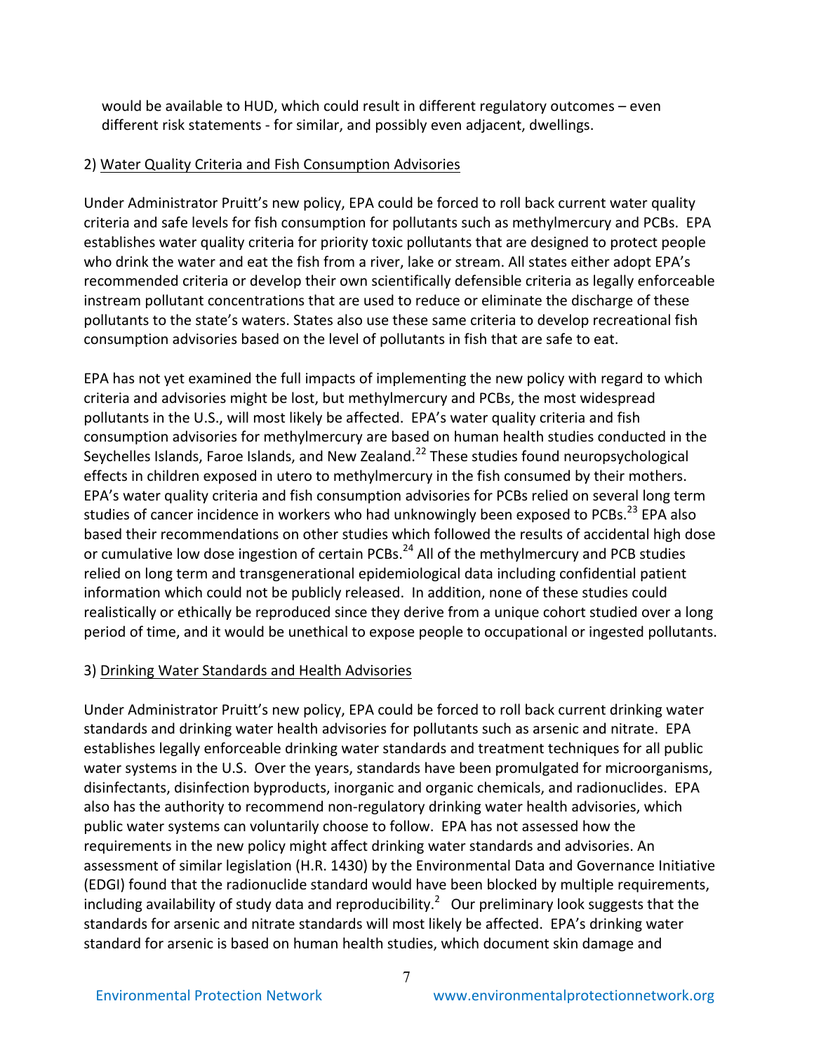would be available to HUD, which could result in different regulatory outcomes – even different risk statements - for similar, and possibly even adjacent, dwellings.

2) Water Quality Criteria and Fish Consumption Advisories

Under Administrator Pruitt's new policy, EPA could be forced to roll back current water quality criteria and safe levels for fish consumption for pollutants such as methylmercury and PCBs. EPA establishes water quality criteria for priority toxic pollutants that are designed to protect people who drink the water and eat the fish from a river, lake or stream. All states either adopt EPA's recommended criteria or develop their own scientifically defensible criteria as legally enforceable instream pollutant concentrations that are used to reduce or eliminate the discharge of these pollutants to the state's waters. States also use these same criteria to develop recreational fish consumption advisories based on the level of pollutants in fish that are safe to eat.

EPA has not yet examined the full impacts of implementing the new policy with regard to which criteria and advisories might be lost, but methylmercury and PCBs, the most widespread pollutants in the U.S., will most likely be affected. EPA's water quality criteria and fish consumption advisories for methylmercury are based on human health studies conducted in the Seychelles Islands, Faroe Islands, and New Zealand.[22] These studies found neuropsychological effects in children exposed in utero to methylmercury in the fish consumed by their mothers. EPA's water quality criteria and fish consumption advisories for PCBs relied on several long term studies of cancer incidence in workers who had unknowingly been exposed to PCBs.[23] EPA also based their recommendations on other studies which followed the results of accidental high dose or cumulative low dose ingestion of certain PCBs.[24] All of the methylmercury and PCB studies relied on long term and transgenerational epidemiological data including confidential patient information which could not be publicly released. In addition, none of these studies could realistically or ethically be reproduced since they derive from a unique cohort studied over a long period of time, and it would be unethical to expose people to occupational or ingested pollutants.

3) Drinking Water Standards and Health Advisories

Under Administrator Pruitt's new policy, EPA could be forced to roll back current drinking water standards and drinking water health advisories for pollutants such as arsenic and nitrate. EPA establishes legally enforceable drinking water standards and treatment techniques for all public water systems in the U.S. Over the years, standards have been promulgated for microorganisms, disinfectants, disinfection byproducts, inorganic and organic chemicals, and radionuclides. EPA also has the authority to recommend non-regulatory drinking water health advisories, which public water systems can voluntarily choose to follow. EPA has not assessed how the requirements in the new policy might affect drinking water standards and advisories. An assessment of similar legislation (H.R. 1430) by the Environmental Data and Governance Initiative (EDGI) found that the radionuclide standard would have been blocked by multiple requirements, including availability of study data and reproducibility.[2] Our preliminary look suggests that the standards for arsenic and nitrate standards will most likely be affected. EPA's drinking water standard for arsenic is based on human health studies, which document skin damage and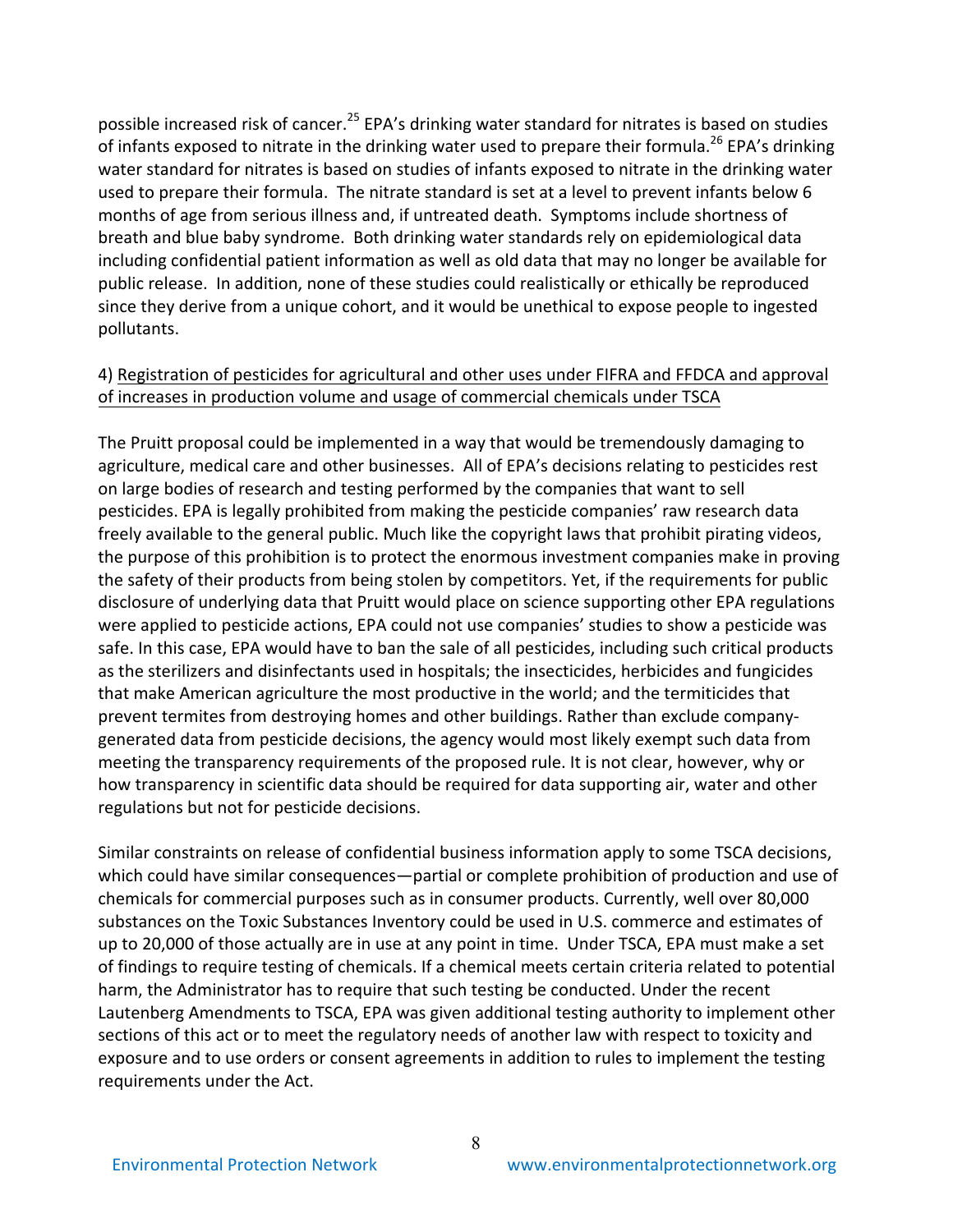possible increased risk of cancer.[25] EPA's drinking water standard for nitrates is based on studies of infants exposed to nitrate in the drinking water used to prepare their formula.[26] EPA's drinking water standard for nitrates is based on studies of infants exposed to nitrate in the drinking water used to prepare their formula. The nitrate standard is set at a level to prevent infants below 6 months of age from serious illness and, if untreated death. Symptoms include shortness of breath and blue baby syndrome. Both drinking water standards rely on epidemiological data including confidential patient information as well as old data that may no longer be available for public release. In addition, none of these studies could realistically or ethically be reproduced since they derive from a unique cohort, and it would be unethical to expose people to ingested pollutants.

4) <u>Registration of pesticides for agricultural and other uses under FIFRA and FFDCA and approval of increases in production volume and usage of commercial chemicals under TSCA</u>

The Pruitt proposal could be implemented in a way that would be tremendously damaging to agriculture, medical care and other businesses. All of EPA's decisions relating to pesticides rest on large bodies of research and testing performed by the companies that want to sell pesticides. EPA is legally prohibited from making the pesticide companies' raw research data freely available to the general public. Much like the copyright laws that prohibit pirating videos, the purpose of this prohibition is to protect the enormous investment companies make in proving the safety of their products from being stolen by competitors. Yet, if the requirements for public disclosure of underlying data that Pruitt would place on science supporting other EPA regulations were applied to pesticide actions, EPA could not use companies' studies to show a pesticide was safe. In this case, EPA would have to ban the sale of all pesticides, including such critical products as the sterilizers and disinfectants used in hospitals; the insecticides, herbicides and fungicides that make American agriculture the most productive in the world; and the termiticides that prevent termites from destroying homes and other buildings. Rather than exclude company-generated data from pesticide decisions, the agency would most likely exempt such data from meeting the transparency requirements of the proposed rule. It is not clear, however, why or how transparency in scientific data should be required for data supporting air, water and other regulations but not for pesticide decisions.

Similar constraints on release of confidential business information apply to some TSCA decisions, which could have similar consequences—partial or complete prohibition of production and use of chemicals for commercial purposes such as in consumer products. Currently, well over 80,000 substances on the Toxic Substances Inventory could be used in U.S. commerce and estimates of up to 20,000 of those actually are in use at any point in time. Under TSCA, EPA must make a set of findings to require testing of chemicals. If a chemical meets certain criteria related to potential harm, the Administrator has to require that such testing be conducted. Under the recent Lautenberg Amendments to TSCA, EPA was given additional testing authority to implement other sections of this act or to meet the regulatory needs of another law with respect to toxicity and exposure and to use orders or consent agreements in addition to rules to implement the testing requirements under the Act.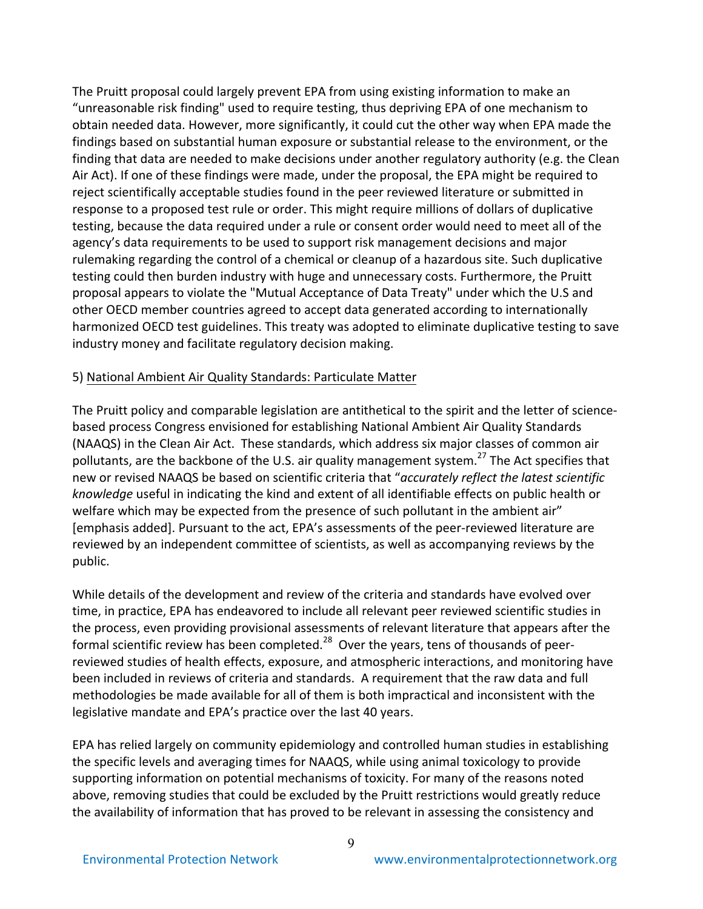The Pruitt proposal could largely prevent EPA from using existing information to make an "unreasonable risk finding" used to require testing, thus depriving EPA of one mechanism to obtain needed data. However, more significantly, it could cut the other way when EPA made the findings based on substantial human exposure or substantial release to the environment, or the finding that data are needed to make decisions under another regulatory authority (e.g. the Clean Air Act). If one of these findings were made, under the proposal, the EPA might be required to reject scientifically acceptable studies found in the peer reviewed literature or submitted in response to a proposed test rule or order. This might require millions of dollars of duplicative testing, because the data required under a rule or consent order would need to meet all of the agency's data requirements to be used to support risk management decisions and major rulemaking regarding the control of a chemical or cleanup of a hazardous site. Such duplicative testing could then burden industry with huge and unnecessary costs. Furthermore, the Pruitt proposal appears to violate the "Mutual Acceptance of Data Treaty" under which the U.S and other OECD member countries agreed to accept data generated according to internationally harmonized OECD test guidelines. This treaty was adopted to eliminate duplicative testing to save industry money and facilitate regulatory decision making.

5) National Ambient Air Quality Standards: Particulate Matter

The Pruitt policy and comparable legislation are antithetical to the spirit and the letter of science-based process Congress envisioned for establishing National Ambient Air Quality Standards (NAAQS) in the Clean Air Act. These standards, which address six major classes of common air pollutants, are the backbone of the U.S. air quality management system.[27] The Act specifies that new or revised NAAQS be based on scientific criteria that "*accurately reflect the latest scientific knowledge* useful in indicating the kind and extent of all identifiable effects on public health or welfare which may be expected from the presence of such pollutant in the ambient air" [emphasis added]. Pursuant to the act, EPA's assessments of the peer-reviewed literature are reviewed by an independent committee of scientists, as well as accompanying reviews by the public.

While details of the development and review of the criteria and standards have evolved over time, in practice, EPA has endeavored to include all relevant peer reviewed scientific studies in the process, even providing provisional assessments of relevant literature that appears after the formal scientific review has been completed.[28] Over the years, tens of thousands of peer-reviewed studies of health effects, exposure, and atmospheric interactions, and monitoring have been included in reviews of criteria and standards. A requirement that the raw data and full methodologies be made available for all of them is both impractical and inconsistent with the legislative mandate and EPA's practice over the last 40 years.

EPA has relied largely on community epidemiology and controlled human studies in establishing the specific levels and averaging times for NAAQS, while using animal toxicology to provide supporting information on potential mechanisms of toxicity. For many of the reasons noted above, removing studies that could be excluded by the Pruitt restrictions would greatly reduce the availability of information that has proved to be relevant in assessing the consistency and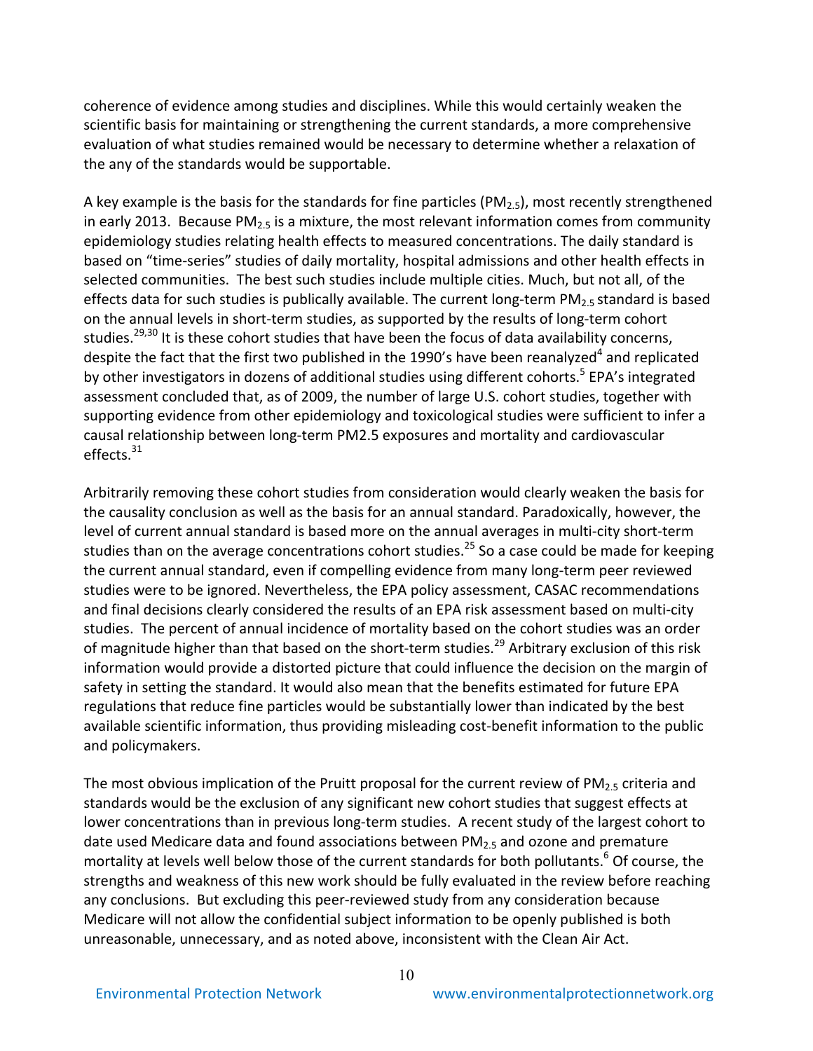coherence of evidence among studies and disciplines. While this would certainly weaken the scientific basis for maintaining or strengthening the current standards, a more comprehensive evaluation of what studies remained would be necessary to determine whether a relaxation of the any of the standards would be supportable.

A key example is the basis for the standards for fine particles ($PM_{2.5}$), most recently strengthened in early 2013. Because $PM_{2.5}$ is a mixture, the most relevant information comes from community epidemiology studies relating health effects to measured concentrations. The daily standard is based on "time-series" studies of daily mortality, hospital admissions and other health effects in selected communities. The best such studies include multiple cities. Much, but not all, of the effects data for such studies is publically available. The current long-term $PM_{2.5}$ standard is based on the annual levels in short-term studies, as supported by the results of long-term cohort studies.[29,30] It is these cohort studies that have been the focus of data availability concerns, despite the fact that the first two published in the 1990's have been reanalyzed[4] and replicated by other investigators in dozens of additional studies using different cohorts.[5] EPA's integrated assessment concluded that, as of 2009, the number of large U.S. cohort studies, together with supporting evidence from other epidemiology and toxicological studies were sufficient to infer a causal relationship between long-term PM2.5 exposures and mortality and cardiovascular effects.[31]

Arbitrarily removing these cohort studies from consideration would clearly weaken the basis for the causality conclusion as well as the basis for an annual standard. Paradoxically, however, the level of current annual standard is based more on the annual averages in multi-city short-term studies than on the average concentrations cohort studies.[25] So a case could be made for keeping the current annual standard, even if compelling evidence from many long-term peer reviewed studies were to be ignored. Nevertheless, the EPA policy assessment, CASAC recommendations and final decisions clearly considered the results of an EPA risk assessment based on multi-city studies. The percent of annual incidence of mortality based on the cohort studies was an order of magnitude higher than that based on the short-term studies.[29] Arbitrary exclusion of this risk information would provide a distorted picture that could influence the decision on the margin of safety in setting the standard. It would also mean that the benefits estimated for future EPA regulations that reduce fine particles would be substantially lower than indicated by the best available scientific information, thus providing misleading cost-benefit information to the public and policymakers.

The most obvious implication of the Pruitt proposal for the current review of $PM_{2.5}$ criteria and standards would be the exclusion of any significant new cohort studies that suggest effects at lower concentrations than in previous long-term studies. A recent study of the largest cohort to date used Medicare data and found associations between $PM_{2.5}$ and ozone and premature mortality at levels well below those of the current standards for both pollutants.[6] Of course, the strengths and weakness of this new work should be fully evaluated in the review before reaching any conclusions. But excluding this peer-reviewed study from any consideration because Medicare will not allow the confidential subject information to be openly published is both unreasonable, unnecessary, and as noted above, inconsistent with the Clean Air Act.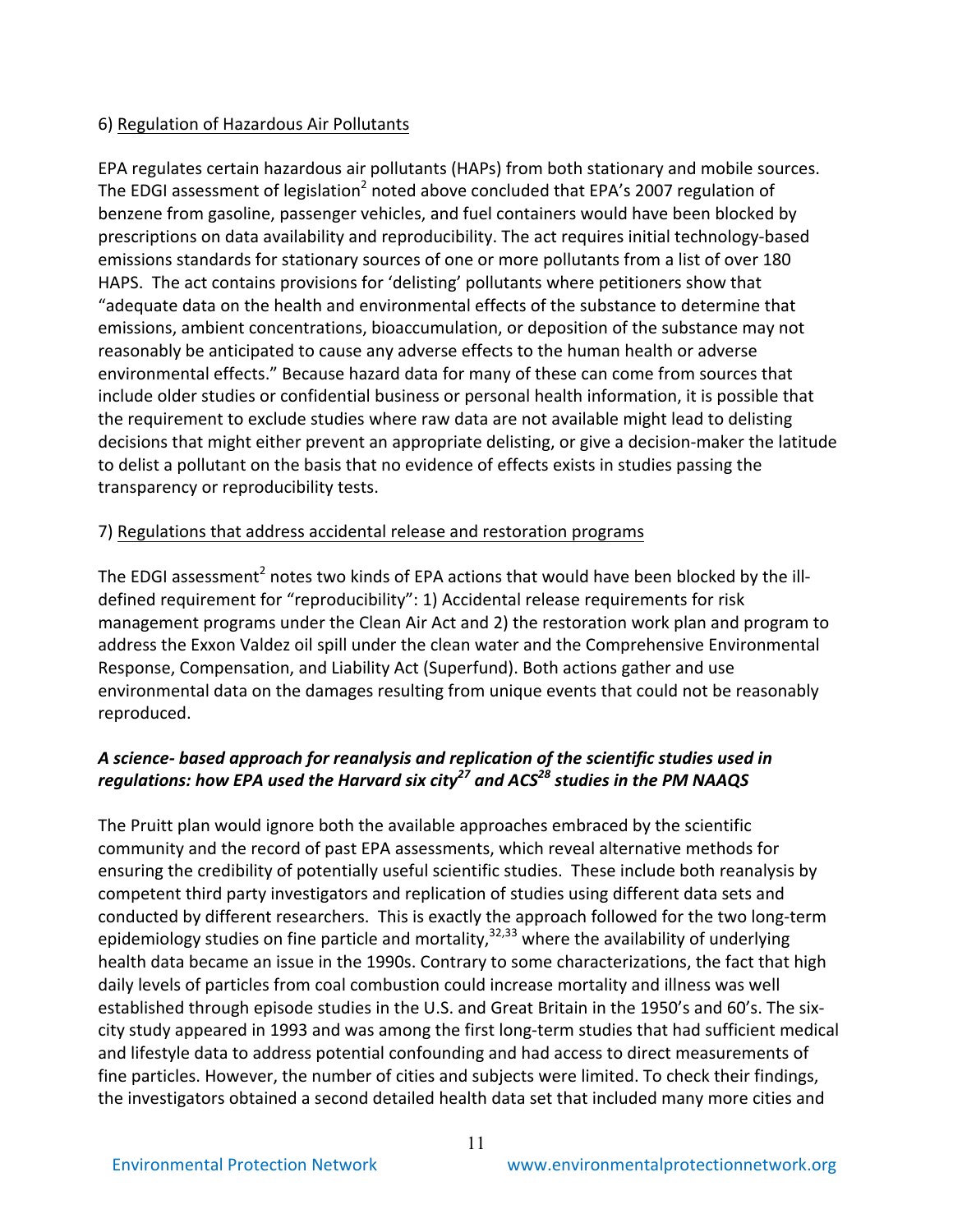6) Regulation of Hazardous Air Pollutants

EPA regulates certain hazardous air pollutants (HAPs) from both stationary and mobile sources. The EDGI assessment of legislation[2] noted above concluded that EPA's 2007 regulation of benzene from gasoline, passenger vehicles, and fuel containers would have been blocked by prescriptions on data availability and reproducibility. The act requires initial technology-based emissions standards for stationary sources of one or more pollutants from a list of over 180 HAPS. The act contains provisions for 'delisting' pollutants where petitioners show that "adequate data on the health and environmental effects of the substance to determine that emissions, ambient concentrations, bioaccumulation, or deposition of the substance may not reasonably be anticipated to cause any adverse effects to the human health or adverse environmental effects." Because hazard data for many of these can come from sources that include older studies or confidential business or personal health information, it is possible that the requirement to exclude studies where raw data are not available might lead to delisting decisions that might either prevent an appropriate delisting, or give a decision-maker the latitude to delist a pollutant on the basis that no evidence of effects exists in studies passing the transparency or reproducibility tests.

7) Regulations that address accidental release and restoration programs

The EDGI assessment[2] notes two kinds of EPA actions that would have been blocked by the ill-defined requirement for "reproducibility": 1) Accidental release requirements for risk management programs under the Clean Air Act and 2) the restoration work plan and program to address the Exxon Valdez oil spill under the clean water and the Comprehensive Environmental Response, Compensation, and Liability Act (Superfund). Both actions gather and use environmental data on the damages resulting from unique events that could not be reasonably reproduced.

***A science- based approach for reanalysis and replication of the scientific studies used in regulations: how EPA used the Harvard six city[27] and ACS[28] studies in the PM NAAQS***

The Pruitt plan would ignore both the available approaches embraced by the scientific community and the record of past EPA assessments, which reveal alternative methods for ensuring the credibility of potentially useful scientific studies. These include both reanalysis by competent third party investigators and replication of studies using different data sets and conducted by different researchers. This is exactly the approach followed for the two long-term epidemiology studies on fine particle and mortality,[32,33] where the availability of underlying health data became an issue in the 1990s. Contrary to some characterizations, the fact that high daily levels of particles from coal combustion could increase mortality and illness was well established through episode studies in the U.S. and Great Britain in the 1950's and 60's. The six-city study appeared in 1993 and was among the first long-term studies that had sufficient medical and lifestyle data to address potential confounding and had access to direct measurements of fine particles. However, the number of cities and subjects were limited. To check their findings, the investigators obtained a second detailed health data set that included many more cities and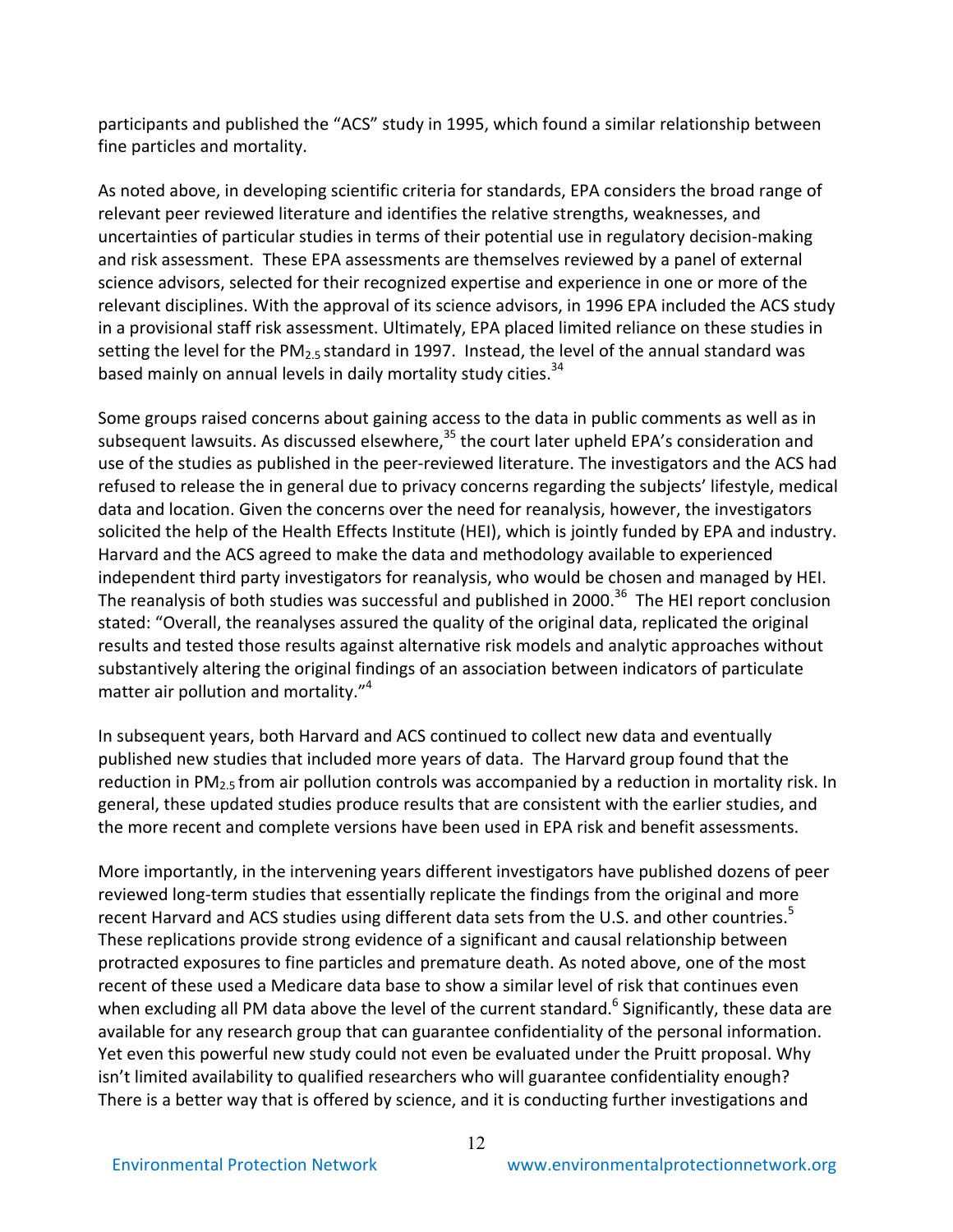participants and published the "ACS" study in 1995, which found a similar relationship between fine particles and mortality.

As noted above, in developing scientific criteria for standards, EPA considers the broad range of relevant peer reviewed literature and identifies the relative strengths, weaknesses, and uncertainties of particular studies in terms of their potential use in regulatory decision-making and risk assessment. These EPA assessments are themselves reviewed by a panel of external science advisors, selected for their recognized expertise and experience in one or more of the relevant disciplines. With the approval of its science advisors, in 1996 EPA included the ACS study in a provisional staff risk assessment. Ultimately, EPA placed limited reliance on these studies in setting the level for the $PM_{2.5}$ standard in 1997. Instead, the level of the annual standard was based mainly on annual levels in daily mortality study cities.[34]

Some groups raised concerns about gaining access to the data in public comments as well as in subsequent lawsuits. As discussed elsewhere,[35] the court later upheld EPA's consideration and use of the studies as published in the peer-reviewed literature. The investigators and the ACS had refused to release the in general due to privacy concerns regarding the subjects' lifestyle, medical data and location. Given the concerns over the need for reanalysis, however, the investigators solicited the help of the Health Effects Institute (HEI), which is jointly funded by EPA and industry. Harvard and the ACS agreed to make the data and methodology available to experienced independent third party investigators for reanalysis, who would be chosen and managed by HEI. The reanalysis of both studies was successful and published in 2000.[36] The HEI report conclusion stated: "Overall, the reanalyses assured the quality of the original data, replicated the original results and tested those results against alternative risk models and analytic approaches without substantively altering the original findings of an association between indicators of particulate matter air pollution and mortality."[4]

In subsequent years, both Harvard and ACS continued to collect new data and eventually published new studies that included more years of data. The Harvard group found that the reduction in $PM_{2.5}$ from air pollution controls was accompanied by a reduction in mortality risk. In general, these updated studies produce results that are consistent with the earlier studies, and the more recent and complete versions have been used in EPA risk and benefit assessments.

More importantly, in the intervening years different investigators have published dozens of peer reviewed long-term studies that essentially replicate the findings from the original and more recent Harvard and ACS studies using different data sets from the U.S. and other countries.[5] These replications provide strong evidence of a significant and causal relationship between protracted exposures to fine particles and premature death. As noted above, one of the most recent of these used a Medicare data base to show a similar level of risk that continues even when excluding all PM data above the level of the current standard.[6] Significantly, these data are available for any research group that can guarantee confidentiality of the personal information. Yet even this powerful new study could not even be evaluated under the Pruitt proposal. Why isn't limited availability to qualified researchers who will guarantee confidentiality enough? There is a better way that is offered by science, and it is conducting further investigations and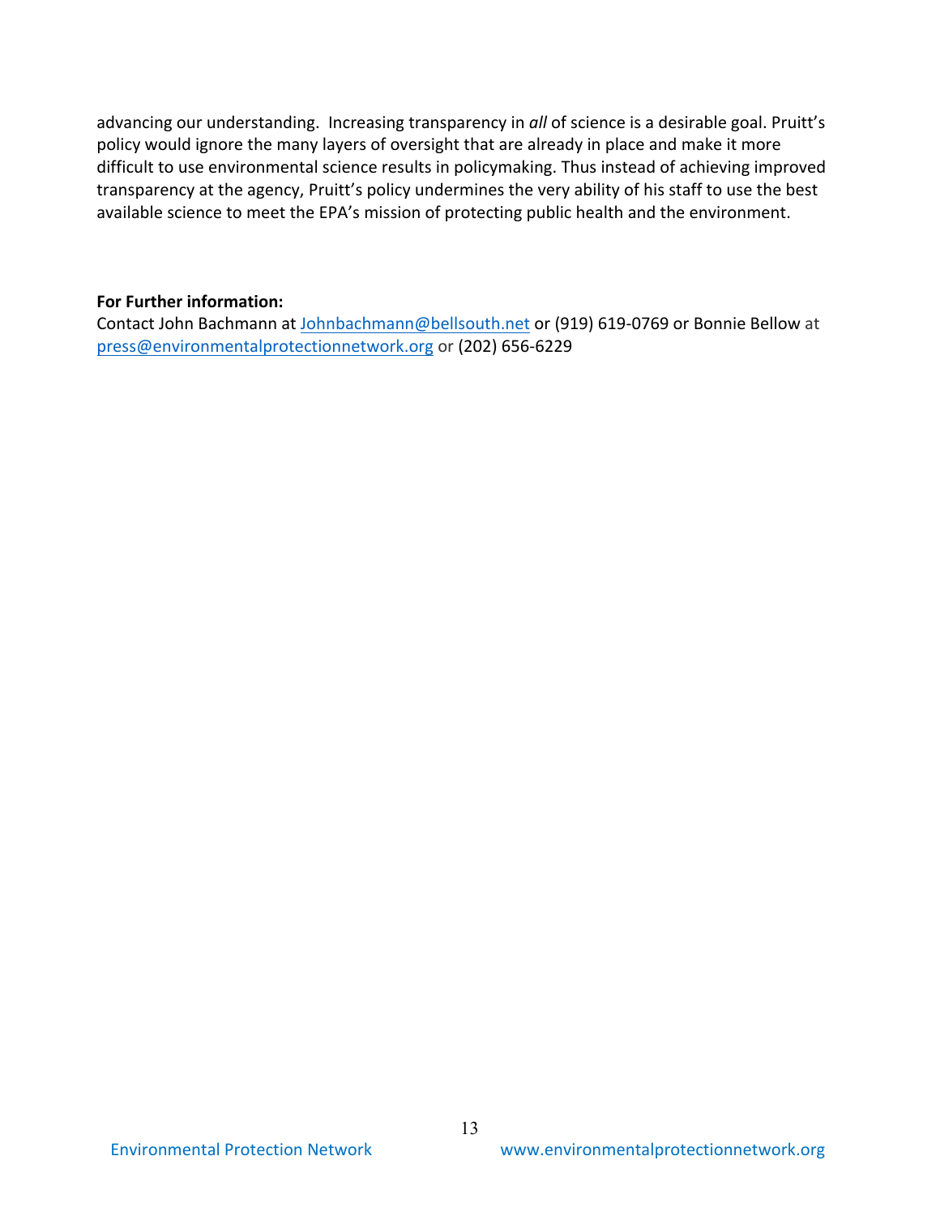advancing our understanding. Increasing transparency in *all* of science is a desirable goal. Pruitt's policy would ignore the many layers of oversight that are already in place and make it more difficult to use environmental science results in policymaking. Thus instead of achieving improved transparency at the agency, Pruitt's policy undermines the very ability of his staff to use the best available science to meet the EPA's mission of protecting public health and the environment.

**For Further information:**

Contact John Bachmann at Johnbachmann@bellsouth.net or (919) 619-0769 or Bonnie Bellow at press@environmentalprotectionnetwork.org or (202) 656-6229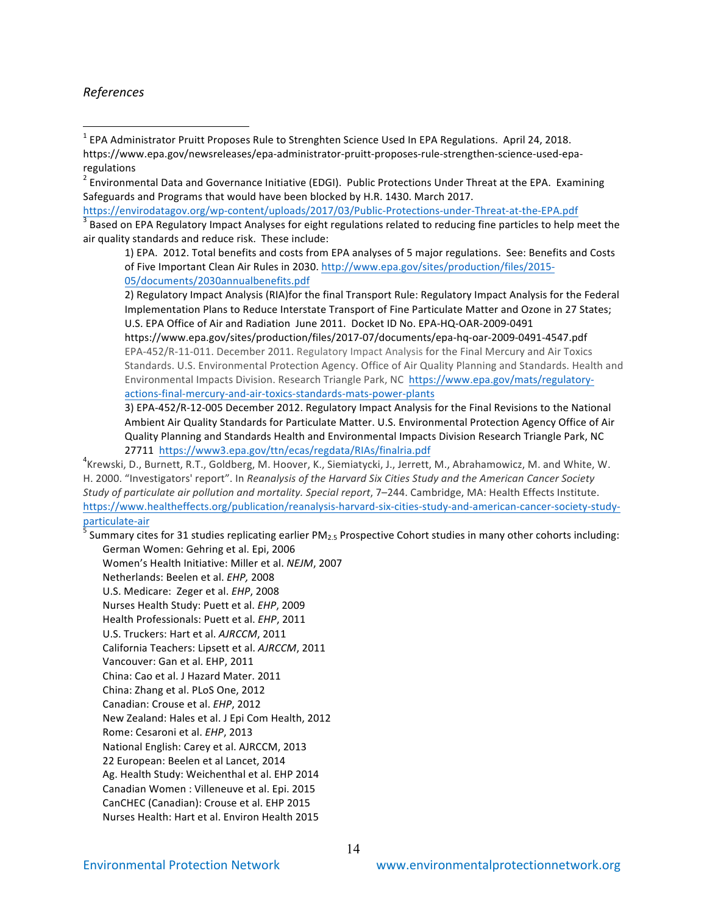*References*

[1] EPA Administrator Pruitt Proposes Rule to Strenghten Science Used In EPA Regulations. April 24, 2018. https://www.epa.gov/newsreleases/epa-administrator-pruitt-proposes-rule-strengthen-science-used-epa-regulations

[2] Environmental Data and Governance Initiative (EDGI). Public Protections Under Threat at the EPA. Examining Safeguards and Programs that would have been blocked by H.R. 1430. March 2017. https://envirodatagov.org/wp-content/uploads/2017/03/Public-Protections-under-Threat-at-the-EPA.pdf

[3] Based on EPA Regulatory Impact Analyses for eight regulations related to reducing fine particles to help meet the air quality standards and reduce risk. These include:

> 1) EPA. 2012. Total benefits and costs from EPA analyses of 5 major regulations. See: Benefits and Costs of Five Important Clean Air Rules in 2030. http://www.epa.gov/sites/production/files/2015-05/documents/2030annualbenefits.pdf
>
> 2) Regulatory Impact Analysis (RIA)for the final Transport Rule: Regulatory Impact Analysis for the Federal Implementation Plans to Reduce Interstate Transport of Fine Particulate Matter and Ozone in 27 States; U.S. EPA Office of Air and Radiation June 2011. Docket ID No. EPA-HQ-OAR-2009-0491 https://www.epa.gov/sites/production/files/2017-07/documents/epa-hq-oar-2009-0491-4547.pdf EPA-452/R-11-011. December 2011. Regulatory Impact Analysis for the Final Mercury and Air Toxics Standards. U.S. Environmental Protection Agency. Office of Air Quality Planning and Standards. Health and Environmental Impacts Division. Research Triangle Park, NC https://www.epa.gov/mats/regulatory-actions-final-mercury-and-air-toxics-standards-mats-power-plants
>
> 3) EPA-452/R-12-005 December 2012. Regulatory Impact Analysis for the Final Revisions to the National Ambient Air Quality Standards for Particulate Matter. U.S. Environmental Protection Agency Office of Air Quality Planning and Standards Health and Environmental Impacts Division Research Triangle Park, NC 27711 https://www3.epa.gov/ttn/ecas/regdata/RIAs/finalria.pdf

[4] Krewski, D., Burnett, R.T., Goldberg, M. Hoover, K., Siemiatycki, J., Jerrett, M., Abrahamowicz, M. and White, W. H. 2000. "Investigators' report". In *Reanalysis of the Harvard Six Cities Study and the American Cancer Society Study of particulate air pollution and mortality. Special report*, 7–244. Cambridge, MA: Health Effects Institute. https://www.healtheffects.org/publication/reanalysis-harvard-six-cities-study-and-american-cancer-society-study-particulate-air

[5] Summary cites for 31 studies replicating earlier $PM_{2.5}$ Prospective Cohort studies in many other cohorts including:

- German Women: Gehring et al. Epi, 2006
- Women's Health Initiative: Miller et al. *NEJM*, 2007
- Netherlands: Beelen et al. *EHP,* 2008
- U.S. Medicare: Zeger et al. *EHP*, 2008
- Nurses Health Study: Puett et al. *EHP*, 2009
- Health Professionals: Puett et al. *EHP*, 2011
- U.S. Truckers: Hart et al. *AJRCCM*, 2011
- California Teachers: Lipsett et al. *AJRCCM*, 2011
- Vancouver: Gan et al. EHP, 2011
- China: Cao et al. J Hazard Mater. 2011
- China: Zhang et al. PLoS One, 2012
- Canadian: Crouse et al. *EHP*, 2012
- New Zealand: Hales et al. J Epi Com Health, 2012
- Rome: Cesaroni et al. *EHP*, 2013
- National English: Carey et al. AJRCCM, 2013
- 22 European: Beelen et al Lancet, 2014
- Ag. Health Study: Weichenthal et al. EHP 2014
- Canadian Women : Villeneuve et al. Epi. 2015
- CanCHEC (Canadian): Crouse et al. EHP 2015
- Nurses Health: Hart et al. Environ Health 2015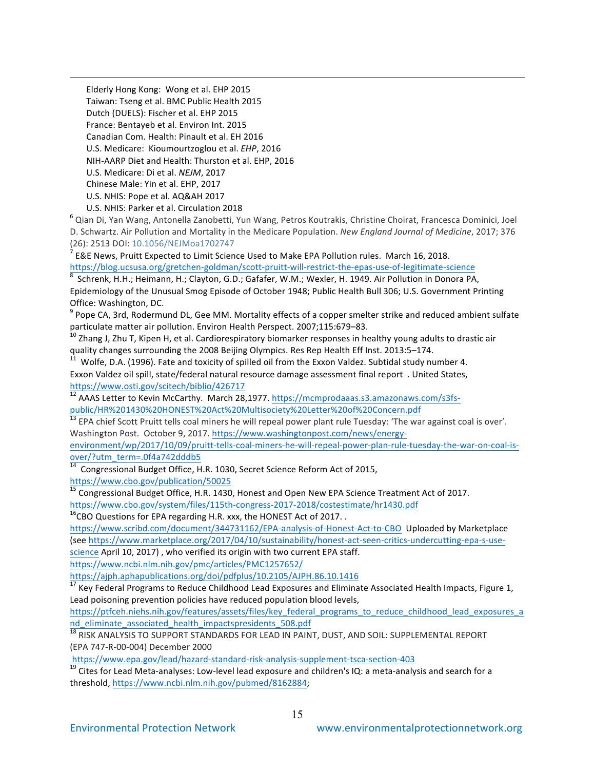Elderly Hong Kong: Wong et al. EHP 2015
Taiwan: Tseng et al. BMC Public Health 2015
Dutch (DUELS): Fischer et al. EHP 2015
France: Bentayeb et al. Environ Int. 2015
Canadian Com. Health: Pinault et al. EH 2016
U.S. Medicare: Kioumourtzoglou et al. *EHP*, 2016
NIH-AARP Diet and Health: Thurston et al. EHP, 2016
U.S. Medicare: Di et al. *NEJM*, 2017
Chinese Male: Yin et al. EHP, 2017
U.S. NHIS: Pope et al. AQ&AH 2017
U.S. NHIS: Parker et al. Circulation 2018

[6] Qian Di, Yan Wang, Antonella Zanobetti, Yun Wang, Petros Koutrakis, Christine Choirat, Francesca Dominici, Joel D. Schwartz. Air Pollution and Mortality in the Medicare Population. *New England Journal of Medicine*, 2017; 376 (26): 2513 DOI: 10.1056/NEJMoa1702747

[7] E&E News, Pruitt Expected to Limit Science Used to Make EPA Pollution rules. March 16, 2018. https://blog.ucsusa.org/gretchen-goldman/scott-pruitt-will-restrict-the-epas-use-of-legitimate-science

[8] Schrenk, H.H.; Heimann, H.; Clayton, G.D.; Gafafer, W.M.; Wexler, H. 1949. Air Pollution in Donora PA, Epidemiology of the Unusual Smog Episode of October 1948; Public Health Bull 306; U.S. Government Printing Office: Washington, DC.

[9] Pope CA, 3rd, Rodermund DL, Gee MM. Mortality effects of a copper smelter strike and reduced ambient sulfate particulate matter air pollution. Environ Health Perspect. 2007;115:679–83.

[10] Zhang J, Zhu T, Kipen H, et al. Cardiorespiratory biomarker responses in healthy young adults to drastic air quality changes surrounding the 2008 Beijing Olympics. Res Rep Health Eff Inst. 2013:5–174.

[11] Wolfe, D.A. (1996). Fate and toxicity of spilled oil from the Exxon Valdez. Subtidal study number 4. Exxon Valdez oil spill, state/federal natural resource damage assessment final report . United States, https://www.osti.gov/scitech/biblio/426717

[12] AAAS Letter to Kevin McCarthy. March 28,1977. https://mcmprodaaas.s3.amazonaws.com/s3fs-public/HR%201430%20HONEST%20Act%20Multisociety%20Letter%20of%20Concern.pdf

[13] EPA chief Scott Pruitt tells coal miners he will repeal power plant rule Tuesday: 'The war against coal is over'. Washington Post. October 9, 2017. https://www.washingtonpost.com/news/energy-environment/wp/2017/10/09/pruitt-tells-coal-miners-he-will-repeal-power-plan-rule-tuesday-the-war-on-coal-is-over/?utm_term=.0f4a742dddb5

[14] Congressional Budget Office, H.R. 1030, Secret Science Reform Act of 2015, https://www.cbo.gov/publication/50025

[15] Congressional Budget Office, H.R. 1430, Honest and Open New EPA Science Treatment Act of 2017. https://www.cbo.gov/system/files/115th-congress-2017-2018/costestimate/hr1430.pdf

[16] CBO Questions for EPA regarding H.R. xxx, the HONEST Act of 2017. . https://www.scribd.com/document/344731162/EPA-analysis-of-Honest-Act-to-CBO Uploaded by Marketplace (see https://www.marketplace.org/2017/04/10/sustainability/honest-act-seen-critics-undercutting-epa-s-use-science April 10, 2017) , who verified its origin with two current EPA staff.
https://www.ncbi.nlm.nih.gov/pmc/articles/PMC1257652/
https://ajph.aphapublications.org/doi/pdfplus/10.2105/AJPH.86.10.1416

[17] Key Federal Programs to Reduce Childhood Lead Exposures and Eliminate Associated Health Impacts, Figure 1, Lead poisoning prevention policies have reduced population blood levels, https://ptfceh.niehs.nih.gov/features/assets/files/key_federal_programs_to_reduce_childhood_lead_exposures_and_eliminate_associated_health_impactspresidents_508.pdf

[18] RISK ANALYSIS TO SUPPORT STANDARDS FOR LEAD IN PAINT, DUST, AND SOIL: SUPPLEMENTAL REPORT (EPA 747-R-00-004) December 2000
https://www.epa.gov/lead/hazard-standard-risk-analysis-supplement-tsca-section-403

[19] Cites for Lead Meta-analyses: Low-level lead exposure and children's IQ: a meta-analysis and search for a threshold, https://www.ncbi.nlm.nih.gov/pubmed/8162884;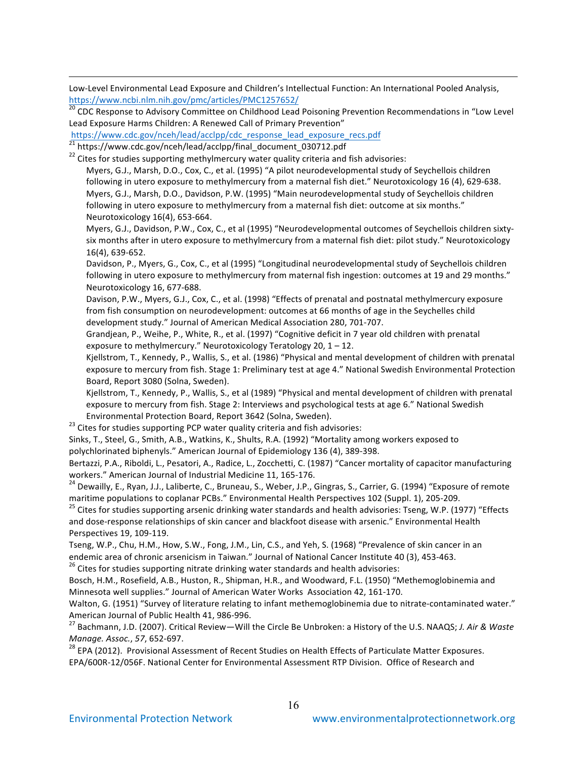Low-Level Environmental Lead Exposure and Children's Intellectual Function: An International Pooled Analysis, https://www.ncbi.nlm.nih.gov/pmc/articles/PMC1257652/

[20] CDC Response to Advisory Committee on Childhood Lead Poisoning Prevention Recommendations in "Low Level Lead Exposure Harms Children: A Renewed Call of Primary Prevention" https://www.cdc.gov/nceh/lead/acclpp/cdc_response_lead_exposure_recs.pdf

[21] https://www.cdc.gov/nceh/lead/acclpp/final_document_030712.pdf

[22] Cites for studies supporting methylmercury water quality criteria and fish advisories:

Myers, G.J., Marsh, D.O., Cox, C., et al. (1995) "A pilot neurodevelopmental study of Seychellois children following in utero exposure to methylmercury from a maternal fish diet." Neurotoxicology 16 (4), 629-638.

Myers, G.J., Marsh, D.O., Davidson, P.W. (1995) "Main neurodevelopmental study of Seychellois children following in utero exposure to methylmercury from a maternal fish diet: outcome at six months." Neurotoxicology 16(4), 653-664.

Myers, G.J., Davidson, P.W., Cox, C., et al (1995) "Neurodevelopmental outcomes of Seychellois children sixty-six months after in utero exposure to methylmercury from a maternal fish diet: pilot study." Neurotoxicology 16(4), 639-652.

Davidson, P., Myers, G., Cox, C., et al (1995) "Longitudinal neurodevelopmental study of Seychellois children following in utero exposure to methylmercury from maternal fish ingestion: outcomes at 19 and 29 months." Neurotoxicology 16, 677-688.

Davison, P.W., Myers, G.J., Cox, C., et al. (1998) "Effects of prenatal and postnatal methylmercury exposure from fish consumption on neurodevelopment: outcomes at 66 months of age in the Seychelles child development study." Journal of American Medical Association 280, 701-707.

Grandjean, P., Weihe, P., White, R., et al. (1997) "Cognitive deficit in 7 year old children with prenatal exposure to methylmercury." Neurotoxicology Teratology 20, 1 – 12.

Kjellstrom, T., Kennedy, P., Wallis, S., et al. (1986) "Physical and mental development of children with prenatal exposure to mercury from fish. Stage 1: Preliminary test at age 4." National Swedish Environmental Protection Board, Report 3080 (Solna, Sweden).

Kjellstrom, T., Kennedy, P., Wallis, S., et al (1989) "Physical and mental development of children with prenatal exposure to mercury from fish. Stage 2: Interviews and psychological tests at age 6." National Swedish Environmental Protection Board, Report 3642 (Solna, Sweden).

[23] Cites for studies supporting PCP water quality criteria and fish advisories:

Sinks, T., Steel, G., Smith, A.B., Watkins, K., Shults, R.A. (1992) "Mortality among workers exposed to polychlorinated biphenyls." American Journal of Epidemiology 136 (4), 389-398.

Bertazzi, P.A., Riboldi, L., Pesatori, A., Radice, L., Zocchetti, C. (1987) "Cancer mortality of capacitor manufacturing workers." American Journal of Industrial Medicine 11, 165-176.

[24] Dewailly, E., Ryan, J.J., Laliberte, C., Bruneau, S., Weber, J.P., Gingras, S., Carrier, G. (1994) "Exposure of remote maritime populations to coplanar PCBs." Environmental Health Perspectives 102 (Suppl. 1), 205-209.

[25] Cites for studies supporting arsenic drinking water standards and health advisories: Tseng, W.P. (1977) "Effects and dose-response relationships of skin cancer and blackfoot disease with arsenic." Environmental Health Perspectives 19, 109-119.

Tseng, W.P., Chu, H.M., How, S.W., Fong, J.M., Lin, C.S., and Yeh, S. (1968) "Prevalence of skin cancer in an endemic area of chronic arsenicism in Taiwan." Journal of National Cancer Institute 40 (3), 453-463.

[26] Cites for studies supporting nitrate drinking water standards and health advisories:

Bosch, H.M., Rosefield, A.B., Huston, R., Shipman, H.R., and Woodward, F.L. (1950) "Methemoglobinemia and Minnesota well supplies." Journal of American Water Works Association 42, 161-170.

Walton, G. (1951) "Survey of literature relating to infant methemoglobinemia due to nitrate-contaminated water." American Journal of Public Health 41, 986-996.

[27] Bachmann, J.D. (2007). Critical Review—Will the Circle Be Unbroken: a History of the U.S. NAAQS; *J. Air & Waste Manage. Assoc.*, *57*, 652-697.

[28] EPA (2012). Provisional Assessment of Recent Studies on Health Effects of Particulate Matter Exposures. EPA/600R-12/056F. National Center for Environmental Assessment RTP Division. Office of Research and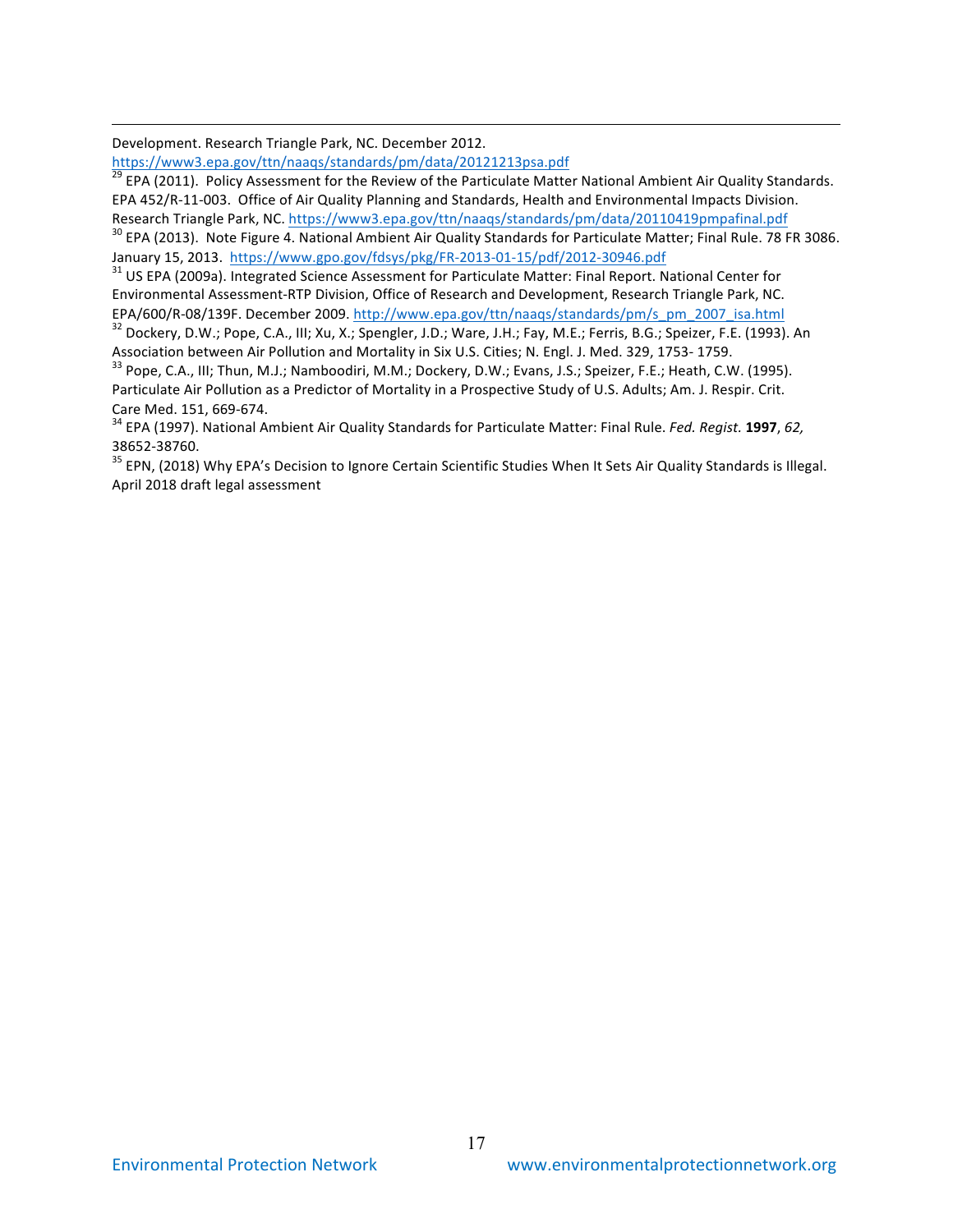Development. Research Triangle Park, NC. December 2012. https://www3.epa.gov/ttn/naaqs/standards/pm/data/20121213psa.pdf

[29] EPA (2011). Policy Assessment for the Review of the Particulate Matter National Ambient Air Quality Standards. EPA 452/R-11-003. Office of Air Quality Planning and Standards, Health and Environmental Impacts Division. Research Triangle Park, NC. https://www3.epa.gov/ttn/naaqs/standards/pm/data/20110419pmpafinal.pdf

[30] EPA (2013). Note Figure 4. National Ambient Air Quality Standards for Particulate Matter; Final Rule. 78 FR 3086. January 15, 2013. https://www.gpo.gov/fdsys/pkg/FR-2013-01-15/pdf/2012-30946.pdf

[31] US EPA (2009a). Integrated Science Assessment for Particulate Matter: Final Report. National Center for Environmental Assessment-RTP Division, Office of Research and Development, Research Triangle Park, NC. EPA/600/R-08/139F. December 2009. http://www.epa.gov/ttn/naaqs/standards/pm/s_pm_2007_isa.html

[32] Dockery, D.W.; Pope, C.A., III; Xu, X.; Spengler, J.D.; Ware, J.H.; Fay, M.E.; Ferris, B.G.; Speizer, F.E. (1993). An Association between Air Pollution and Mortality in Six U.S. Cities; N. Engl. J. Med. 329, 1753- 1759.

[33] Pope, C.A., III; Thun, M.J.; Namboodiri, M.M.; Dockery, D.W.; Evans, J.S.; Speizer, F.E.; Heath, C.W. (1995). Particulate Air Pollution as a Predictor of Mortality in a Prospective Study of U.S. Adults; Am. J. Respir. Crit. Care Med. 151, 669-674.

[34] EPA (1997). National Ambient Air Quality Standards for Particulate Matter: Final Rule. *Fed. Regist.* **1997**, *62,* 38652-38760.

[35] EPN, (2018) Why EPA's Decision to Ignore Certain Scientific Studies When It Sets Air Quality Standards is Illegal. April 2018 draft legal assessment